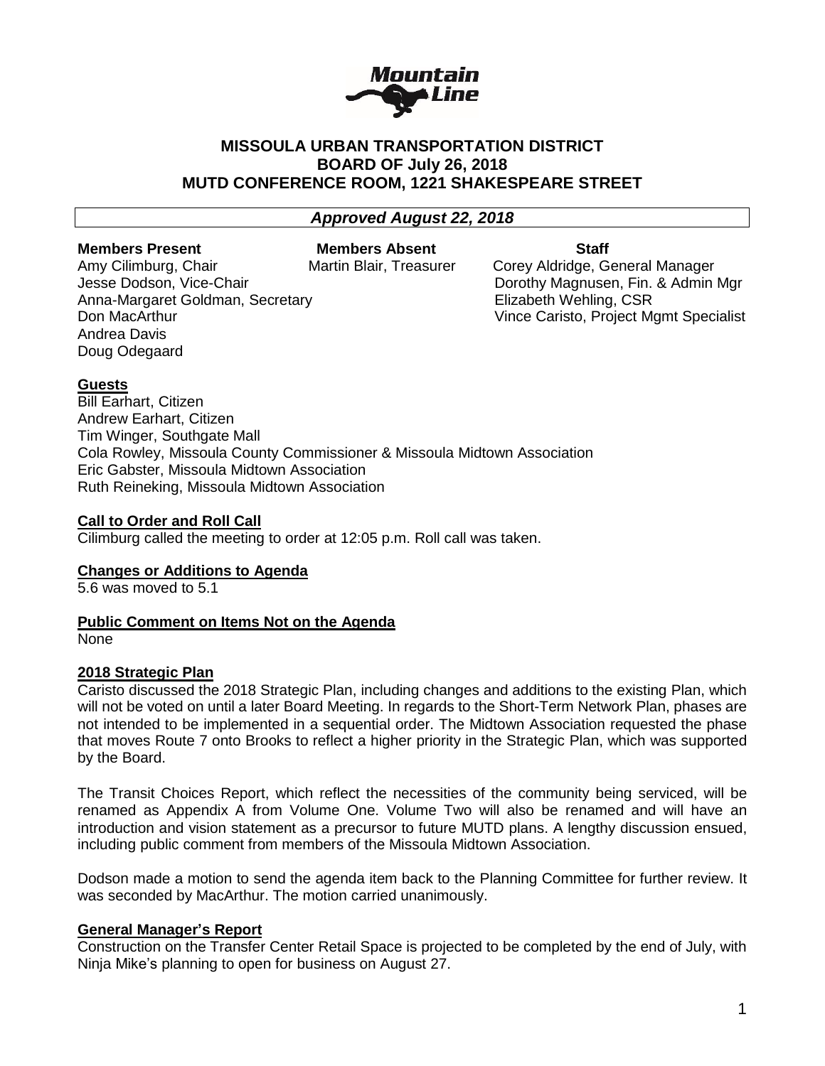**MISSOULA URBAN TRANSPORTATION DISTRICT**
**BOARD OF July 26, 2018**
**MUTD CONFERENCE ROOM, 1221 SHAKESPEARE STREET**

***Approved August 22, 2018***

| **Members Present** | **Members Absent** | **Staff** |
|---|---|---|
| Amy Cilimburg, Chair | Martin Blair, Treasurer | Corey Aldridge, General Manager |
| Jesse Dodson, Vice-Chair | | Dorothy Magnusen, Fin. & Admin Mgr |
| Anna-Margaret Goldman, Secretary | | Elizabeth Wehling, CSR |
| Don MacArthur | | Vince Caristo, Project Mgmt Specialist |
| Andrea Davis | | |
| Doug Odegaard | | |

**Guests**

Bill Earhart, Citizen
Andrew Earhart, Citizen
Tim Winger, Southgate Mall
Cola Rowley, Missoula County Commissioner & Missoula Midtown Association
Eric Gabster, Missoula Midtown Association
Ruth Reineking, Missoula Midtown Association

**Call to Order and Roll Call**

Cilimburg called the meeting to order at 12:05 p.m. Roll call was taken.

**Changes or Additions to Agenda**

5.6 was moved to 5.1

**Public Comment on Items Not on the Agenda**

None

**2018 Strategic Plan**

Caristo discussed the 2018 Strategic Plan, including changes and additions to the existing Plan, which will not be voted on until a later Board Meeting. In regards to the Short-Term Network Plan, phases are not intended to be implemented in a sequential order. The Midtown Association requested the phase that moves Route 7 onto Brooks to reflect a higher priority in the Strategic Plan, which was supported by the Board.

The Transit Choices Report, which reflect the necessities of the community being serviced, will be renamed as Appendix A from Volume One. Volume Two will also be renamed and will have an introduction and vision statement as a precursor to future MUTD plans. A lengthy discussion ensued, including public comment from members of the Missoula Midtown Association.

Dodson made a motion to send the agenda item back to the Planning Committee for further review. It was seconded by MacArthur. The motion carried unanimously.

**General Manager's Report**

Construction on the Transfer Center Retail Space is projected to be completed by the end of July, with Ninja Mike's planning to open for business on August 27.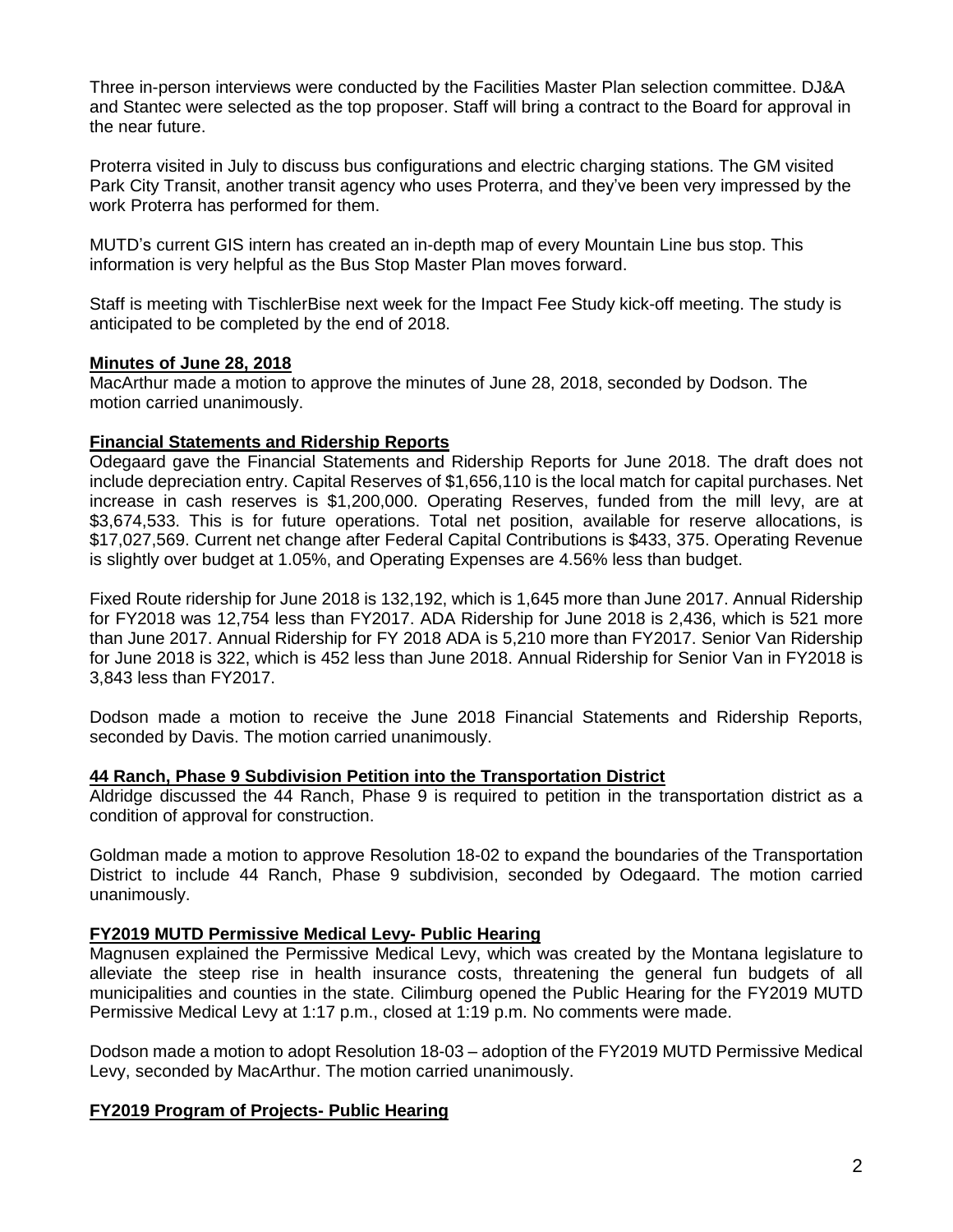Three in-person interviews were conducted by the Facilities Master Plan selection committee. DJ&A and Stantec were selected as the top proposer. Staff will bring a contract to the Board for approval in the near future.

Proterra visited in July to discuss bus configurations and electric charging stations. The GM visited Park City Transit, another transit agency who uses Proterra, and they've been very impressed by the work Proterra has performed for them.

MUTD's current GIS intern has created an in-depth map of every Mountain Line bus stop. This information is very helpful as the Bus Stop Master Plan moves forward.

Staff is meeting with TischlerBise next week for the Impact Fee Study kick-off meeting. The study is anticipated to be completed by the end of 2018.

**Minutes of June 28, 2018**

MacArthur made a motion to approve the minutes of June 28, 2018, seconded by Dodson. The motion carried unanimously.

**Financial Statements and Ridership Reports**

Odegaard gave the Financial Statements and Ridership Reports for June 2018. The draft does not include depreciation entry. Capital Reserves of $1,656,110 is the local match for capital purchases. Net increase in cash reserves is $1,200,000. Operating Reserves, funded from the mill levy, are at $3,674,533. This is for future operations. Total net position, available for reserve allocations, is $17,027,569. Current net change after Federal Capital Contributions is $433, 375. Operating Revenue is slightly over budget at 1.05%, and Operating Expenses are 4.56% less than budget.

Fixed Route ridership for June 2018 is 132,192, which is 1,645 more than June 2017. Annual Ridership for FY2018 was 12,754 less than FY2017. ADA Ridership for June 2018 is 2,436, which is 521 more than June 2017. Annual Ridership for FY 2018 ADA is 5,210 more than FY2017. Senior Van Ridership for June 2018 is 322, which is 452 less than June 2018. Annual Ridership for Senior Van in FY2018 is 3,843 less than FY2017.

Dodson made a motion to receive the June 2018 Financial Statements and Ridership Reports, seconded by Davis. The motion carried unanimously.

**44 Ranch, Phase 9 Subdivision Petition into the Transportation District**

Aldridge discussed the 44 Ranch, Phase 9 is required to petition in the transportation district as a condition of approval for construction.

Goldman made a motion to approve Resolution 18-02 to expand the boundaries of the Transportation District to include 44 Ranch, Phase 9 subdivision, seconded by Odegaard. The motion carried unanimously.

**FY2019 MUTD Permissive Medical Levy- Public Hearing**

Magnusen explained the Permissive Medical Levy, which was created by the Montana legislature to alleviate the steep rise in health insurance costs, threatening the general fun budgets of all municipalities and counties in the state. Cilimburg opened the Public Hearing for the FY2019 MUTD Permissive Medical Levy at 1:17 p.m., closed at 1:19 p.m. No comments were made.

Dodson made a motion to adopt Resolution 18-03 – adoption of the FY2019 MUTD Permissive Medical Levy, seconded by MacArthur. The motion carried unanimously.

**FY2019 Program of Projects- Public Hearing**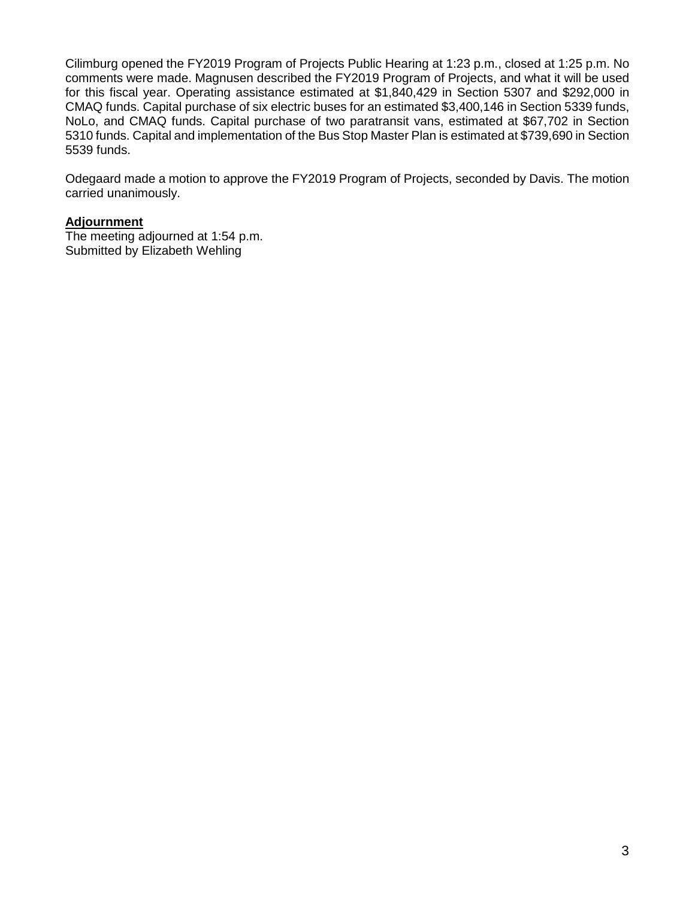Cilimburg opened the FY2019 Program of Projects Public Hearing at 1:23 p.m., closed at 1:25 p.m. No comments were made. Magnusen described the FY2019 Program of Projects, and what it will be used for this fiscal year. Operating assistance estimated at $1,840,429 in Section 5307 and $292,000 in CMAQ funds. Capital purchase of six electric buses for an estimated $3,400,146 in Section 5339 funds, NoLo, and CMAQ funds. Capital purchase of two paratransit vans, estimated at $67,702 in Section 5310 funds. Capital and implementation of the Bus Stop Master Plan is estimated at $739,690 in Section 5539 funds.

Odegaard made a motion to approve the FY2019 Program of Projects, seconded by Davis. The motion carried unanimously.

**Adjournment**

The meeting adjourned at 1:54 p.m.
Submitted by Elizabeth Wehling